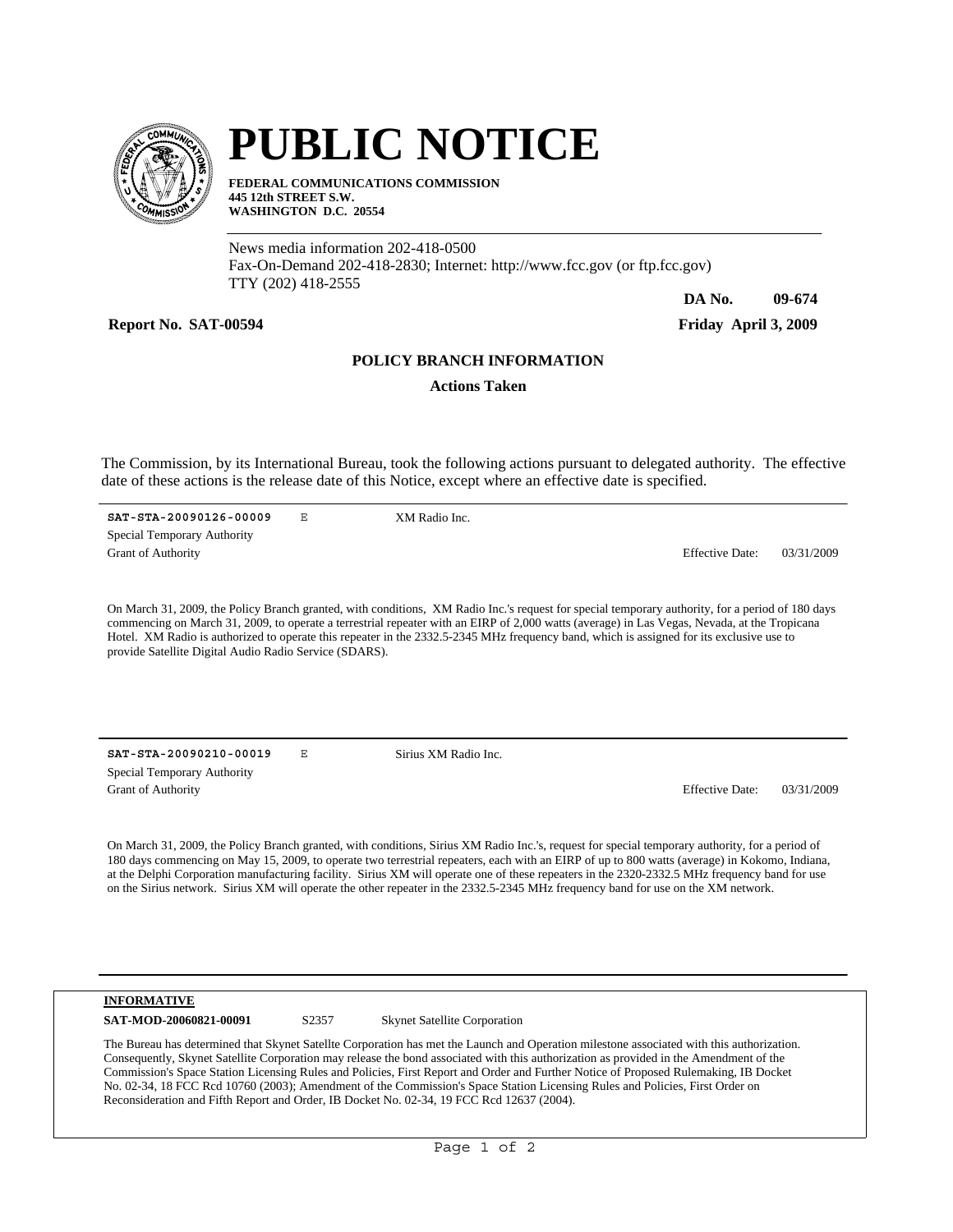# PUBLIC NOTICE

**FEDERAL COMMUNICATIONS COMMISSION**
**445 12th STREET S.W.**
**WASHINGTON D.C. 20554**

News media information 202-418-0500
Fax-On-Demand 202-418-2830; Internet: http://www.fcc.gov (or ftp.fcc.gov)
TTY (202) 418-2555

**DA No. 09-674**

**Report No. SAT-00594** **Friday April 3, 2009**

**POLICY BRANCH INFORMATION**

**Actions Taken**

The Commission, by its International Bureau, took the following actions pursuant to delegated authority. The effective date of these actions is the release date of this Notice, except where an effective date is specified.

---

**SAT-STA-20090126-00009** E XM Radio Inc.
Special Temporary Authority
Grant of Authority Effective Date: 03/31/2009

On March 31, 2009, the Policy Branch granted, with conditions, XM Radio Inc.'s request for special temporary authority, for a period of 180 days commencing on March 31, 2009, to operate a terrestrial repeater with an EIRP of 2,000 watts (average) in Las Vegas, Nevada, at the Tropicana Hotel. XM Radio is authorized to operate this repeater in the 2332.5-2345 MHz frequency band, which is assigned for its exclusive use to provide Satellite Digital Audio Radio Service (SDARS).

---

**SAT-STA-20090210-00019** E Sirius XM Radio Inc.
Special Temporary Authority
Grant of Authority Effective Date: 03/31/2009

On March 31, 2009, the Policy Branch granted, with conditions, Sirius XM Radio Inc.'s, request for special temporary authority, for a period of 180 days commencing on May 15, 2009, to operate two terrestrial repeaters, each with an EIRP of up to 800 watts (average) in Kokomo, Indiana, at the Delphi Corporation manufacturing facility. Sirius XM will operate one of these repeaters in the 2320-2332.5 MHz frequency band for use on the Sirius network. Sirius XM will operate the other repeater in the 2332.5-2345 MHz frequency band for use on the XM network.

---

**INFORMATIVE**

**SAT-MOD-20060821-00091** S2357 Skynet Satellite Corporation

The Bureau has determined that Skynet Satellte Corporation has met the Launch and Operation milestone associated with this authorization. Consequently, Skynet Satellite Corporation may release the bond associated with this authorization as provided in the Amendment of the Commission's Space Station Licensing Rules and Policies, First Report and Order and Further Notice of Proposed Rulemaking, IB Docket No. 02-34, 18 FCC Rcd 10760 (2003); Amendment of the Commission's Space Station Licensing Rules and Policies, First Order on Reconsideration and Fifth Report and Order, IB Docket No. 02-34, 19 FCC Rcd 12637 (2004).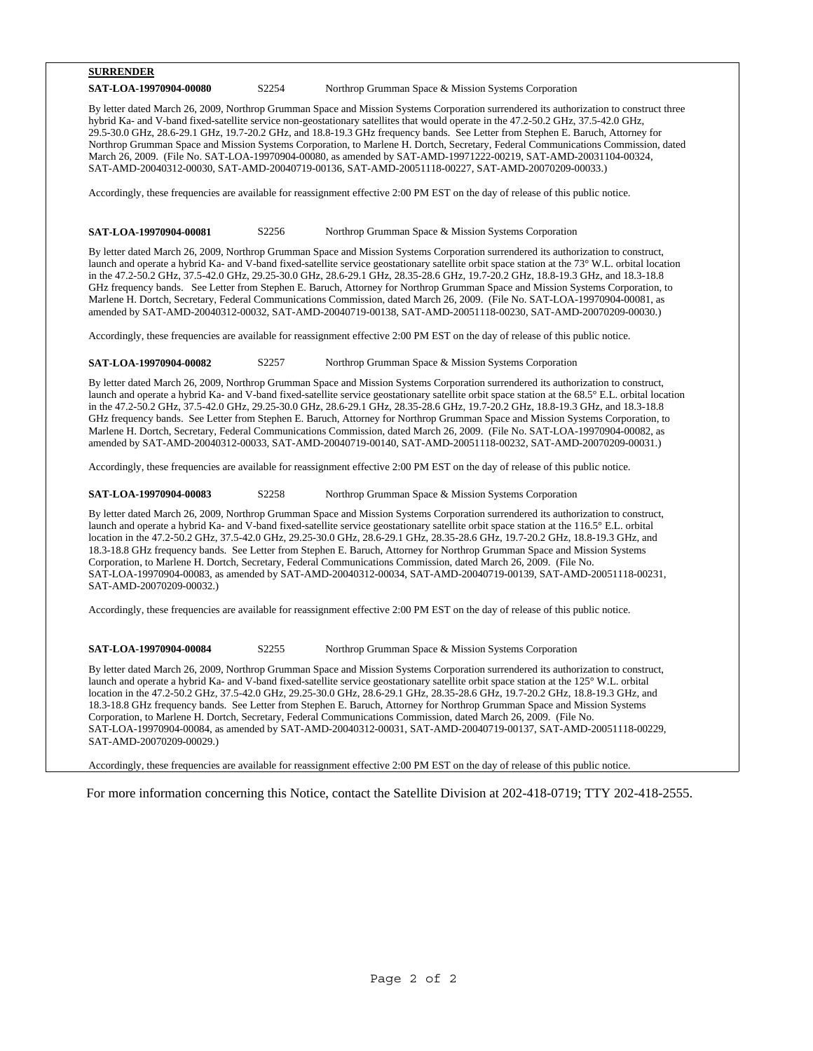**SURRENDER**

**SAT-LOA-19970904-00080** S2254 Northrop Grumman Space & Mission Systems Corporation

By letter dated March 26, 2009, Northrop Grumman Space and Mission Systems Corporation surrendered its authorization to construct three hybrid Ka- and V-band fixed-satellite service non-geostationary satellites that would operate in the 47.2-50.2 GHz, 37.5-42.0 GHz, 29.5-30.0 GHz, 28.6-29.1 GHz, 19.7-20.2 GHz, and 18.8-19.3 GHz frequency bands. See Letter from Stephen E. Baruch, Attorney for Northrop Grumman Space and Mission Systems Corporation, to Marlene H. Dortch, Secretary, Federal Communications Commission, dated March 26, 2009. (File No. SAT-LOA-19970904-00080, as amended by SAT-AMD-19971222-00219, SAT-AMD-20031104-00324, SAT-AMD-20040312-00030, SAT-AMD-20040719-00136, SAT-AMD-20051118-00227, SAT-AMD-20070209-00033.)

Accordingly, these frequencies are available for reassignment effective 2:00 PM EST on the day of release of this public notice.

**SAT-LOA-19970904-00081** S2256 Northrop Grumman Space & Mission Systems Corporation

By letter dated March 26, 2009, Northrop Grumman Space and Mission Systems Corporation surrendered its authorization to construct, launch and operate a hybrid Ka- and V-band fixed-satellite service geostationary satellite orbit space station at the 73° W.L. orbital location in the 47.2-50.2 GHz, 37.5-42.0 GHz, 29.25-30.0 GHz, 28.6-29.1 GHz, 28.35-28.6 GHz, 19.7-20.2 GHz, 18.8-19.3 GHz, and 18.3-18.8 GHz frequency bands. See Letter from Stephen E. Baruch, Attorney for Northrop Grumman Space and Mission Systems Corporation, to Marlene H. Dortch, Secretary, Federal Communications Commission, dated March 26, 2009. (File No. SAT-LOA-19970904-00081, as amended by SAT-AMD-20040312-00032, SAT-AMD-20040719-00138, SAT-AMD-20051118-00230, SAT-AMD-20070209-00030.)

Accordingly, these frequencies are available for reassignment effective 2:00 PM EST on the day of release of this public notice.

**SAT-LOA-19970904-00082** S2257 Northrop Grumman Space & Mission Systems Corporation

By letter dated March 26, 2009, Northrop Grumman Space and Mission Systems Corporation surrendered its authorization to construct, launch and operate a hybrid Ka- and V-band fixed-satellite service geostationary satellite orbit space station at the 68.5° E.L. orbital location in the 47.2-50.2 GHz, 37.5-42.0 GHz, 29.25-30.0 GHz, 28.6-29.1 GHz, 28.35-28.6 GHz, 19.7-20.2 GHz, 18.8-19.3 GHz, and 18.3-18.8 GHz frequency bands. See Letter from Stephen E. Baruch, Attorney for Northrop Grumman Space and Mission Systems Corporation, to Marlene H. Dortch, Secretary, Federal Communications Commission, dated March 26, 2009. (File No. SAT-LOA-19970904-00082, as amended by SAT-AMD-20040312-00033, SAT-AMD-20040719-00140, SAT-AMD-20051118-00232, SAT-AMD-20070209-00031.)

Accordingly, these frequencies are available for reassignment effective 2:00 PM EST on the day of release of this public notice.

**SAT-LOA-19970904-00083** S2258 Northrop Grumman Space & Mission Systems Corporation

By letter dated March 26, 2009, Northrop Grumman Space and Mission Systems Corporation surrendered its authorization to construct, launch and operate a hybrid Ka- and V-band fixed-satellite service geostationary satellite orbit space station at the 116.5° E.L. orbital location in the 47.2-50.2 GHz, 37.5-42.0 GHz, 29.25-30.0 GHz, 28.6-29.1 GHz, 28.35-28.6 GHz, 19.7-20.2 GHz, 18.8-19.3 GHz, and 18.3-18.8 GHz frequency bands. See Letter from Stephen E. Baruch, Attorney for Northrop Grumman Space and Mission Systems Corporation, to Marlene H. Dortch, Secretary, Federal Communications Commission, dated March 26, 2009. (File No. SAT-LOA-19970904-00083, as amended by SAT-AMD-20040312-00034, SAT-AMD-20040719-00139, SAT-AMD-20051118-00231, SAT-AMD-20070209-00032.)

Accordingly, these frequencies are available for reassignment effective 2:00 PM EST on the day of release of this public notice.

**SAT-LOA-19970904-00084** S2255 Northrop Grumman Space & Mission Systems Corporation

By letter dated March 26, 2009, Northrop Grumman Space and Mission Systems Corporation surrendered its authorization to construct, launch and operate a hybrid Ka- and V-band fixed-satellite service geostationary satellite orbit space station at the 125° W.L. orbital location in the 47.2-50.2 GHz, 37.5-42.0 GHz, 29.25-30.0 GHz, 28.6-29.1 GHz, 28.35-28.6 GHz, 19.7-20.2 GHz, 18.8-19.3 GHz, and 18.3-18.8 GHz frequency bands. See Letter from Stephen E. Baruch, Attorney for Northrop Grumman Space and Mission Systems Corporation, to Marlene H. Dortch, Secretary, Federal Communications Commission, dated March 26, 2009. (File No. SAT-LOA-19970904-00084, as amended by SAT-AMD-20040312-00031, SAT-AMD-20040719-00137, SAT-AMD-20051118-00229, SAT-AMD-20070209-00029.)

Accordingly, these frequencies are available for reassignment effective 2:00 PM EST on the day of release of this public notice.

For more information concerning this Notice, contact the Satellite Division at 202-418-0719; TTY 202-418-2555.